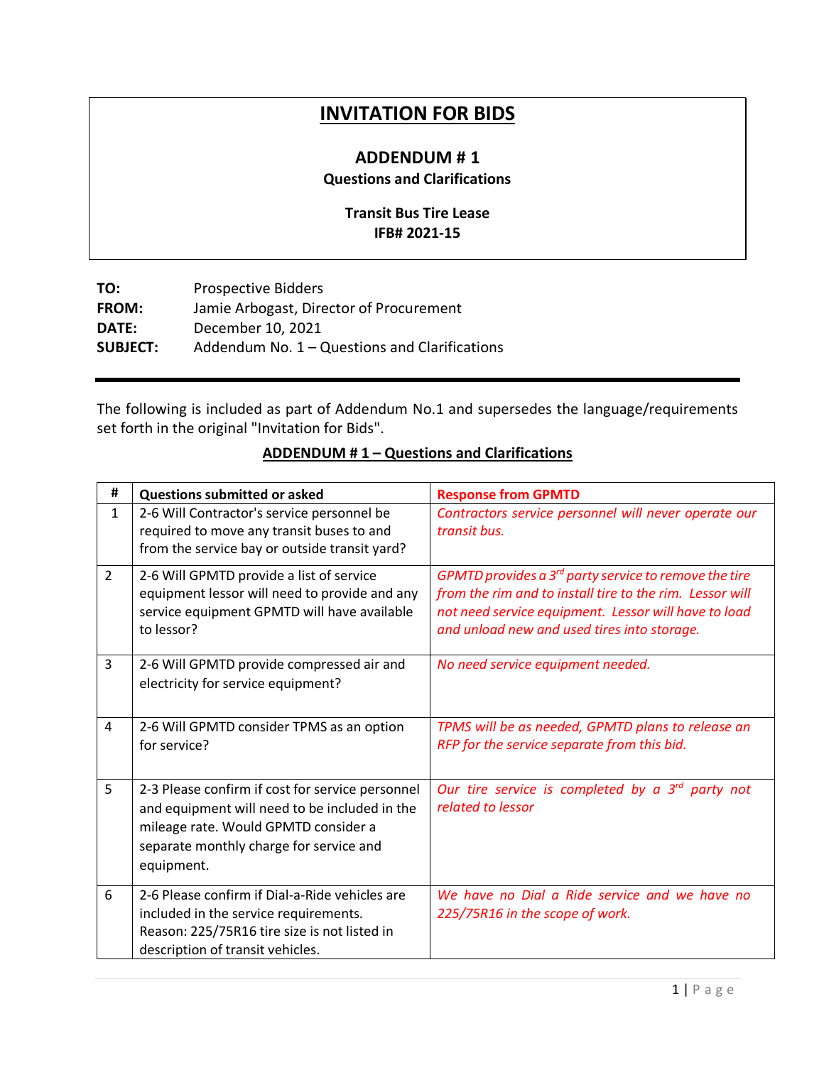# INVITATION FOR BIDS

## ADDENDUM # 1

**Questions and Clarifications**

**Transit Bus Tire Lease**
**IFB# 2021-15**

**TO:** Prospective Bidders
**FROM:** Jamie Arbogast, Director of Procurement
**DATE:** December 10, 2021
**SUBJECT:** Addendum No. 1 – Questions and Clarifications

---

The following is included as part of Addendum No.1 and supersedes the language/requirements set forth in the original "Invitation for Bids".

**ADDENDUM # 1 – Questions and Clarifications**

| # | Questions submitted or asked | Response from GPMTD |
|---|---|---|
| 1 | 2-6 Will Contractor's service personnel be required to move any transit buses to and from the service bay or outside transit yard? | *Contractors service personnel will never operate our transit bus.* |
| 2 | 2-6 Will GPMTD provide a list of service equipment lessor will need to provide and any service equipment GPMTD will have available to lessor? | *GPMTD provides a 3rd party service to remove the tire from the rim and to install tire to the rim. Lessor will not need service equipment. Lessor will have to load and unload new and used tires into storage.* |
| 3 | 2-6 Will GPMTD provide compressed air and electricity for service equipment? | *No need service equipment needed.* |
| 4 | 2-6 Will GPMTD consider TPMS as an option for service? | *TPMS will be as needed, GPMTD plans to release an RFP for the service separate from this bid.* |
| 5 | 2-3 Please confirm if cost for service personnel and equipment will need to be included in the mileage rate. Would GPMTD consider a separate monthly charge for service and equipment. | *Our tire service is completed by a 3rd party not related to lessor* |
| 6 | 2-6 Please confirm if Dial-a-Ride vehicles are included in the service requirements. Reason: 225/75R16 tire size is not listed in description of transit vehicles. | *We have no Dial a Ride service and we have no 225/75R16 in the scope of work.* |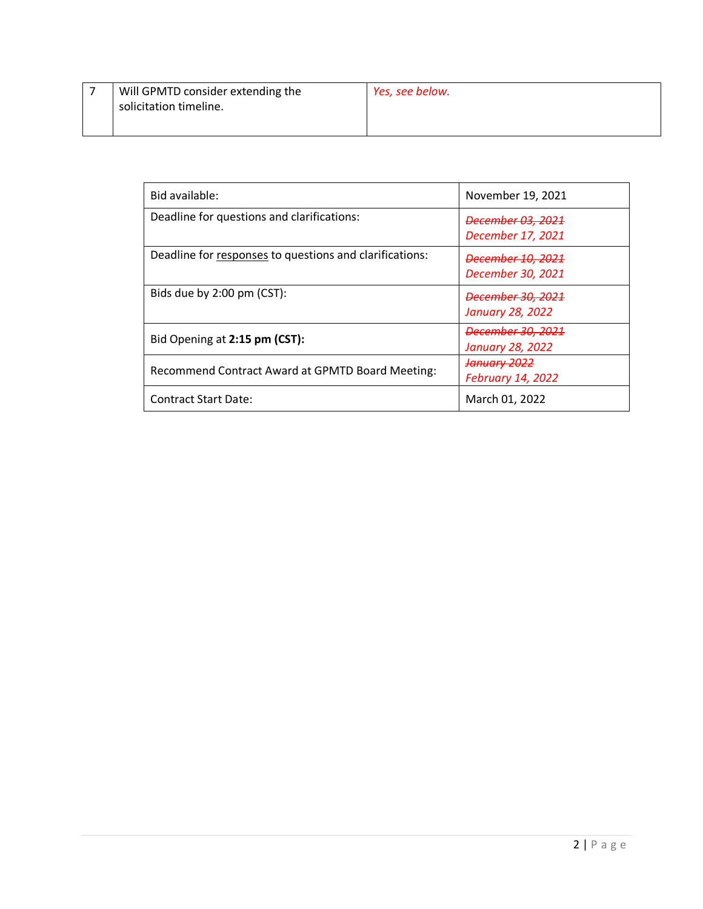| | | |
|---|---|---|
| 7 | Will GPMTD consider extending the solicitation timeline. | *Yes, see below.* |

| | |
|---|---|
| Bid available: | November 19, 2021 |
| Deadline for questions and clarifications: | ~~*December 03, 2021*~~ *December 17, 2021* |
| Deadline for <u>responses</u> to questions and clarifications: | ~~*December 10, 2021*~~ *December 30, 2021* |
| Bids due by 2:00 pm (CST): | ~~*December 30, 2021*~~ *January 28, 2022* |
| Bid Opening at **2:15 pm (CST):** | ~~*December 30, 2021*~~ *January 28, 2022* |
| Recommend Contract Award at GPMTD Board Meeting: | ~~*January 2022*~~ *February 14, 2022* |
| Contract Start Date: | March 01, 2022 |